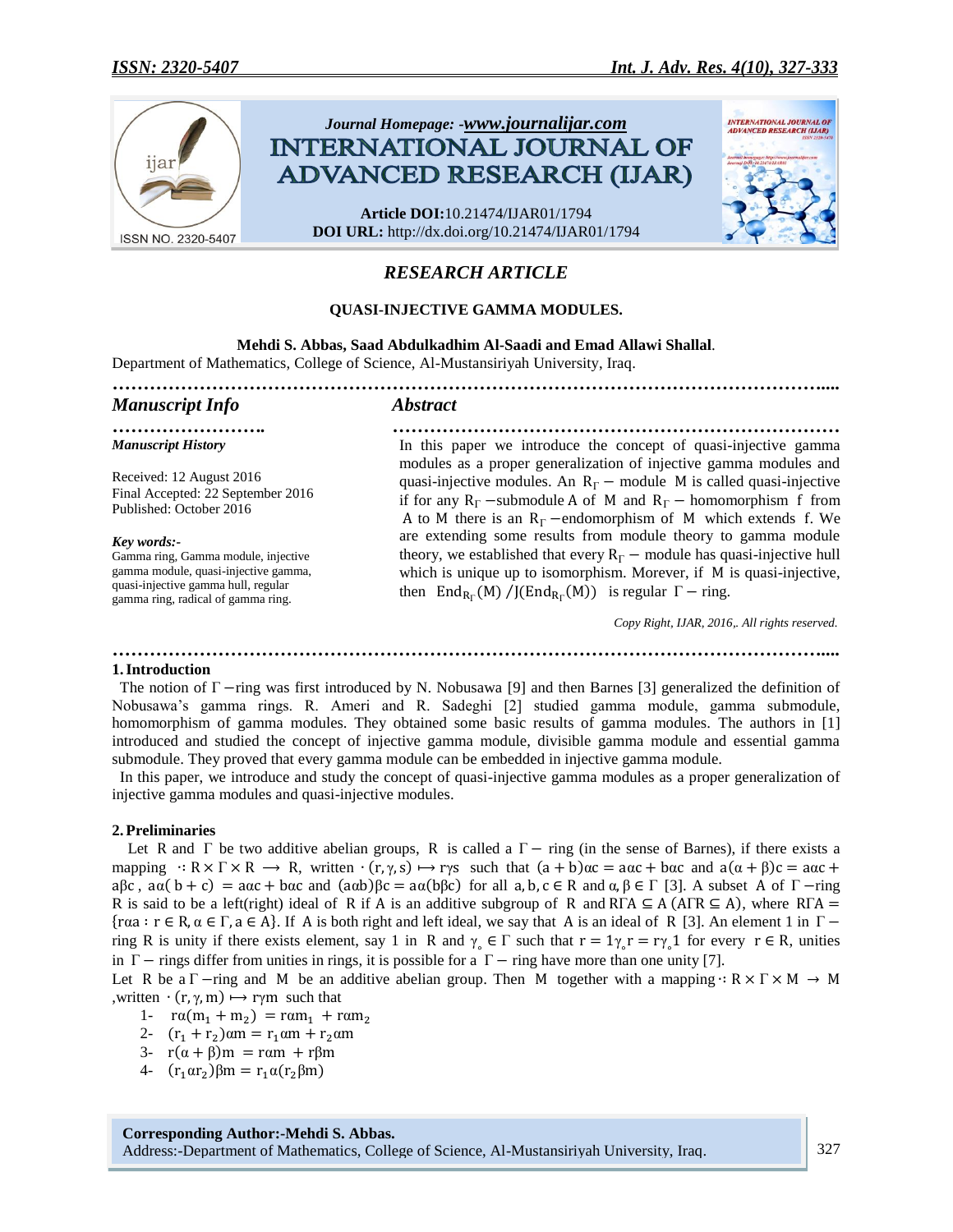Journal Homepage: -www.journalijar.com

INTERNATIONAL JOURNAL OF ADVANCED RESEARCH (IJAR)

**Article DOI:** 10.21474/IJAR01/1794
**DOI URL:** http://dx.doi.org/10.21474/IJAR01/1794

*RESEARCH ARTICLE*

# QUASI-INJECTIVE GAMMA MODULES.

**Mehdi S. Abbas, Saad Abdulkadhim Al-Saadi and Emad Allawi Shallal**.
Department of Mathematics, College of Science, Al-Mustansiriyah University, Iraq.

## *Manuscript Info*

***Manuscript History***

Received: 12 August 2016
Final Accepted: 22 September 2016
Published: October 2016

***Key words:-***
Gamma ring, Gamma module, injective gamma module, quasi-injective gamma, quasi-injective gamma hull, regular gamma ring, radical of gamma ring.

## *Abstract*

In this paper we introduce the concept of quasi-injective gamma modules as a proper generalization of injective gamma modules and quasi-injective modules. An $R_\Gamma-$ module $M$ is called quasi-injective if for any $R_\Gamma-$submodule $A$ of $M$ and $R_\Gamma-$ homomorphism $f$ from $A$ to $M$ there is an $R_\Gamma-$endomorphism of $M$ which extends $f$. We are extending some results from module theory to gamma module theory, we established that every $R_\Gamma-$ module has quasi-injective hull which is unique up to isomorphism. Morever, if $M$ is quasi-injective, then $\mathrm{End}_{R_\Gamma}(M)/J(\mathrm{End}_{R_\Gamma}(M))$ is regular $\Gamma-$ ring.

*Copy Right, IJAR, 2016,. All rights reserved.*

## 1. Introduction

The notion of $\Gamma-$ring was first introduced by N. Nobusawa [9] and then Barnes [3] generalized the definition of Nobusawa's gamma rings. R. Ameri and R. Sadeghi [2] studied gamma module, gamma submodule, homomorphism of gamma modules. They obtained some basic results of gamma modules. The authors in [1] introduced and studied the concept of injective gamma module, divisible gamma module and essential gamma submodule. They proved that every gamma module can be embedded in injective gamma module.

In this paper, we introduce and study the concept of quasi-injective gamma modules as a proper generalization of injective gamma modules and quasi-injective modules.

## 2. Preliminaries

Let $R$ and $\Gamma$ be two additive abelian groups, $R$ is called a $\Gamma-$ ring (in the sense of Barnes), if there exists a mapping $\cdot: R \times \Gamma \times R \longrightarrow R$, written $\cdot(r,\gamma,s) \mapsto r\gamma s$ such that $(a+b)\alpha c = a\alpha c + b\alpha c$ and $a(\alpha+\beta)c = a\alpha c + a\beta c$, $a\alpha(b+c) = a\alpha c + b\alpha c$ and $(a\alpha b)\beta c = a\alpha(b\beta c)$ for all $a,b,c \in R$ and $\alpha,\beta \in \Gamma$ [3]. A subset $A$ of $\Gamma-$ring $R$ is said to be a left(right) ideal of $R$ if $A$ is an additive subgroup of $R$ and $R\Gamma A \subseteq A$ $(A\Gamma R \subseteq A)$, where $R\Gamma A = \{r\alpha a : r \in R, \alpha \in \Gamma, a \in A\}$. If $A$ is both right and left ideal, we say that $A$ is an ideal of $R$ [3]. An element 1 in $\Gamma-$ ring $R$ is unity if there exists element, say 1 in $R$ and $\gamma_\circ \in \Gamma$ such that $r = 1\gamma_\circ r = r\gamma_\circ 1$ for every $r \in R$, unities in $\Gamma-$ rings differ from unities in rings, it is possible for a $\Gamma-$ ring have more than one unity [7].

Let $R$ be a $\Gamma-$ring and $M$ be an additive abelian group. Then $M$ together with a mapping $\cdot: R \times \Gamma \times M \rightarrow M$ ,written $\cdot(r,\gamma,m) \mapsto r\gamma m$ such that

1. $r\alpha(m_1 + m_2) = r\alpha m_1 + r\alpha m_2$
2. $(r_1 + r_2)\alpha m = r_1\alpha m + r_2\alpha m$
3. $r(\alpha+\beta)m = r\alpha m + r\beta m$
4. $(r_1\alpha r_2)\beta m = r_1\alpha(r_2\beta m)$

**Corresponding Author:-Mehdi S. Abbas.**
Address:-Department of Mathematics, College of Science, Al-Mustansiriyah University, Iraq.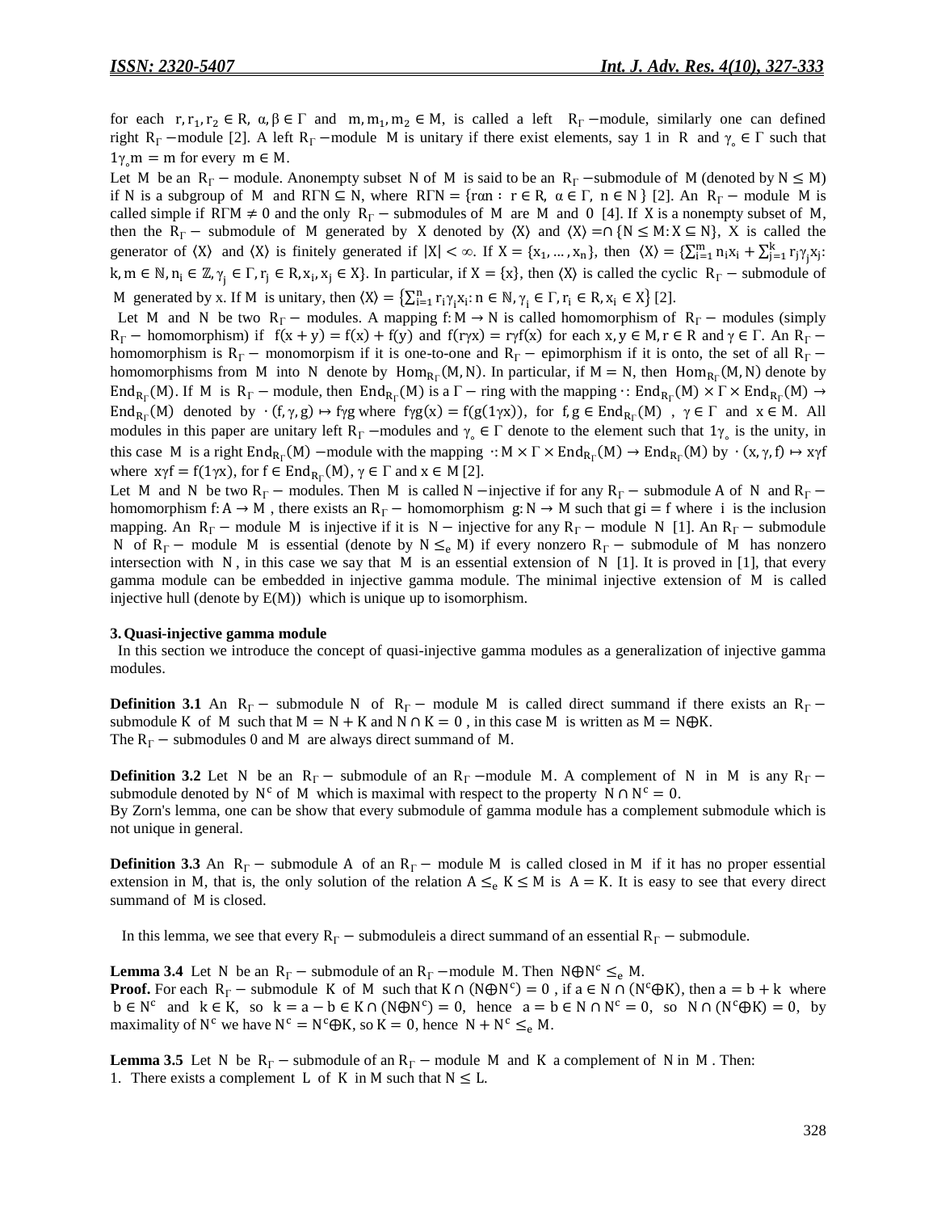for each $r, r_1, r_2 \in R$, $\alpha, \beta \in \Gamma$ and $m, m_1, m_2 \in M$, is called a left $R_\Gamma$ −module, similarly one can defined right $R_\Gamma$ −module [2]. A left $R_\Gamma$ −module $M$ is unitary if there exist elements, say 1 in $R$ and $\gamma_\circ \in \Gamma$ such that $1\gamma_\circ m = m$ for every $m \in M$.

Let $M$ be an $R_\Gamma$ − module. Anonempty subset $N$ of $M$ is said to be an $R_\Gamma$ −submodule of $M$ (denoted by $N \leq M$) if $N$ is a subgroup of $M$ and $R\Gamma N \subseteq N$, where $R\Gamma N = \{r\alpha n : r \in R, \alpha \in \Gamma, n \in N\}$ [2]. An $R_\Gamma$ − module $M$ is called simple if $R\Gamma M \neq 0$ and the only $R_\Gamma$ − submodules of $M$ are $M$ and $0$ [4]. If $X$ is a nonempty subset of $M$, then the $R_\Gamma$ − submodule of $M$ generated by $X$ denoted by $\langle X \rangle$ and $\langle X \rangle = \cap \{N \leq M : X \subseteq N\}$, $X$ is called the generator of $\langle X \rangle$ and $\langle X \rangle$ is finitely generated if $|X| < \infty$. If $X = \{x_1, \dots, x_n\}$, then $\langle X \rangle = \{\sum_{i=1}^{m} n_i x_i + \sum_{j=1}^{k} r_j \gamma_j x_j : k, m \in \mathbb{N}, n_i \in \mathbb{Z}, \gamma_j \in \Gamma, r_j \in R, x_i, x_j \in X\}$. In particular, if $X = \{x\}$, then $\langle X \rangle$ is called the cyclic $R_\Gamma$ − submodule of $M$ generated by x. If $M$ is unitary, then $\langle X \rangle = \left\{\sum_{i=1}^{n} r_i \gamma_i x_i : n \in \mathbb{N}, \gamma_i \in \Gamma, r_i \in R, x_i \in X\right\}$ [2].

Let $M$ and $N$ be two $R_\Gamma$ − modules. A mapping $f: M \to N$ is called homomorphism of $R_\Gamma$ − modules (simply $R_\Gamma$ − homomorphism) if $f(x + y) = f(x) + f(y)$ and $f(r\gamma x) = r\gamma f(x)$ for each $x, y \in M, r \in R$ and $\gamma \in \Gamma$. An $R_\Gamma$ − homomorphism is $R_\Gamma$ − monomorpism if it is one-to-one and $R_\Gamma$ − epimorphism if it is onto, the set of all $R_\Gamma$ − homomorphisms from $M$ into $N$ denote by $\mathrm{Hom}_{R_\Gamma}(M, N)$. In particular, if $M = N$, then $\mathrm{Hom}_{R_\Gamma}(M, N)$ denote by $\mathrm{End}_{R_\Gamma}(M)$. If $M$ is $R_\Gamma$ − module, then $\mathrm{End}_{R_\Gamma}(M)$ is a $\Gamma$ − ring with the mapping $\cdot : \mathrm{End}_{R_\Gamma}(M) \times \Gamma \times \mathrm{End}_{R_\Gamma}(M) \to \mathrm{End}_{R_\Gamma}(M)$ denoted by $\cdot (f, \gamma, g) \mapsto f\gamma g$ where $f\gamma g(x) = f(g(1\gamma x))$, for $f, g \in \mathrm{End}_{R_\Gamma}(M)$ , $\gamma \in \Gamma$ and $x \in M$. All modules in this paper are unitary left $R_\Gamma$ −modules and $\gamma_\circ \in \Gamma$ denote to the element such that $1\gamma_\circ$ is the unity, in this case $M$ is a right $\mathrm{End}_{R_\Gamma}(M)$ −module with the mapping $\cdot : M \times \Gamma \times \mathrm{End}_{R_\Gamma}(M) \to \mathrm{End}_{R_\Gamma}(M)$ by $\cdot (x, \gamma, f) \mapsto x\gamma f$ where $x\gamma f = f(1\gamma x)$, for $f \in \mathrm{End}_{R_\Gamma}(M), \gamma \in \Gamma$ and $x \in M$ [2].

Let $M$ and $N$ be two $R_\Gamma$ − modules. Then $M$ is called $N$ −injective if for any $R_\Gamma$ − submodule $A$ of $N$ and $R_\Gamma$ − homomorphism $f: A \to M$ , there exists an $R_\Gamma$ − homomorphism $g: N \to M$ such that $gi = f$ where $i$ is the inclusion mapping. An $R_\Gamma$ − module $M$ is injective if it is $N$ − injective for any $R_\Gamma$ − module $N$ [1]. An $R_\Gamma$ − submodule $N$ of $R_\Gamma$ − module $M$ is essential (denote by $N \leq_e M$) if every nonzero $R_\Gamma$ − submodule of $M$ has nonzero intersection with $N$ , in this case we say that $M$ is an essential extension of $N$ [1]. It is proved in [1], that every gamma module can be embedded in injective gamma module. The minimal injective extension of $M$ is called injective hull (denote by $E(M)$) which is unique up to isomorphism.

## 3. Quasi-injective gamma module

In this section we introduce the concept of quasi-injective gamma modules as a generalization of injective gamma modules.

**Definition 3.1** An $R_\Gamma$ − submodule $N$ of $R_\Gamma$ − module $M$ is called direct summand if there exists an $R_\Gamma$ − submodule $K$ of $M$ such that $M = N + K$ and $N \cap K = 0$ , in this case $M$ is written as $M = N \oplus K$.
The $R_\Gamma$ − submodules $0$ and $M$ are always direct summand of $M$.

**Definition 3.2** Let $N$ be an $R_\Gamma$ − submodule of an $R_\Gamma$ −module $M$. A complement of $N$ in $M$ is any $R_\Gamma$ − submodule denoted by $N^c$ of $M$ which is maximal with respect to the property $N \cap N^c = 0$.
By Zorn's lemma, one can be show that every submodule of gamma module has a complement submodule which is not unique in general.

**Definition 3.3** An $R_\Gamma$ − submodule $A$ of an $R_\Gamma$ − module $M$ is called closed in $M$ if it has no proper essential extension in M, that is, the only solution of the relation $A \leq_e K \leq M$ is $A = K$. It is easy to see that every direct summand of $M$ is closed.

In this lemma, we see that every $R_\Gamma$ − submoduleis a direct summand of an essential $R_\Gamma$ − submodule.

**Lemma 3.4** Let $N$ be an $R_\Gamma$ − submodule of an $R_\Gamma$ −module $M$. Then $N \oplus N^c \leq_e M$.
**Proof.** For each $R_\Gamma$ − submodule $K$ of $M$ such that $K \cap (N \oplus N^c) = 0$ , if $a \in N \cap (N^c \oplus K)$, then $a = b + k$ where $b \in N^c$ and $k \in K$, so $k = a - b \in K \cap (N \oplus N^c) = 0$, hence $a = b \in N \cap N^c = 0$, so $N \cap (N^c \oplus K) = 0$, by maximality of $N^c$ we have $N^c = N^c \oplus K$, so $K = 0$, hence $N + N^c \leq_e M$.

**Lemma 3.5** Let $N$ be $R_\Gamma$ − submodule of an $R_\Gamma$ − module $M$ and $K$ a complement of $N$ in $M$ . Then:

1. There exists a complement $L$ of $K$ in $M$ such that $N \leq L$.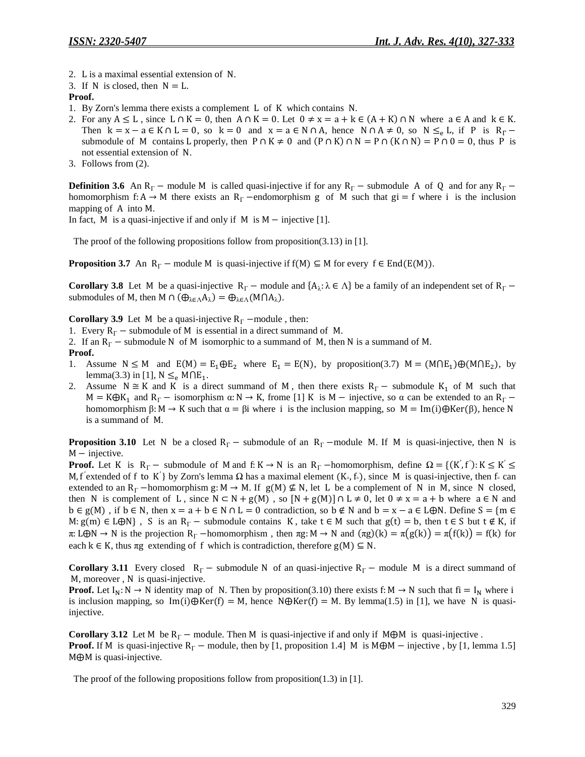2. $L$ is a maximal essential extension of $N$.
3. If $N$ is closed, then $N = L$.

**Proof.**

1. By Zorn's lemma there exists a complement $L$ of $K$ which contains $N$.
2. For any $A \leq L$, since $L \cap K = 0$, then $A \cap K = 0$. Let $0 \neq x = a + k \in (A + K) \cap N$ where $a \in A$ and $k \in K$. Then $k = x - a \in K \cap L = 0$, so $k = 0$ and $x = a \in N \cap A$, hence $N \cap A \neq 0$, so $N \leq_e L$, if $P$ is $R_\Gamma -$ submodule of $M$ contains L properly, then $P \cap K \neq 0$ and $(P \cap K) \cap N = P \cap (K \cap N) = P \cap 0 = 0$, thus $P$ is not essential extension of $N$.
3. Follows from (2).

**Definition 3.6** An $R_\Gamma -$ module $M$ is called quasi-injective if for any $R_\Gamma -$ submodule $A$ of $Q$ and for any $R_\Gamma -$ homomorphism $f: A \to M$ there exists an $R_\Gamma -$endomorphism $g$ of $M$ such that $gi = f$ where $i$ is the inclusion mapping of $A$ into $M$.

In fact, $M$ is a quasi-injective if and only if $M$ is $M -$ injective [1].

The proof of the following propositions follow from proposition(3.13) in [1].

**Proposition 3.7** An $R_\Gamma -$ module $M$ is quasi-injective if $f(M) \subseteq M$ for every $f \in \mathrm{End}(E(M))$.

**Corollary 3.8** Let $M$ be a quasi-injective $R_\Gamma -$ module and $\{A_\lambda : \lambda \in \Lambda\}$ be a family of an independent set of $R_\Gamma -$ submodules of M, then $M \cap (\oplus_{\lambda \in \Lambda} A_\lambda) = \oplus_{\lambda \in \Lambda} (M \cap A_\lambda)$.

**Corollary 3.9** Let $M$ be a quasi-injective $R_\Gamma -$module , then:

1. Every $R_\Gamma -$ submodule of $M$ is essential in a direct summand of $M$.
2. If an $R_\Gamma -$ submodule $N$ of $M$ isomorphic to a summand of $M$, then N is a summand of M.

**Proof.**

1. Assume $N \leq M$ and $E(M) = E_1 \oplus E_2$ where $E_1 = E(N)$, by proposition(3.7) $M = (M \cap E_1) \oplus (M \cap E_2)$, by lemma(3.3) in [1], $N \leq_e M \cap E_1$.
2. Assume $N \cong K$ and $K$ is a direct summand of M , then there exists $R_\Gamma -$ submodule $K_1$ of M such that $M = K \oplus K_1$ and $R_\Gamma -$ isomorphism $\alpha: N \to K$, frome [1] K is $M -$ injective, so $\alpha$ can be extended to an $R_\Gamma -$ homomorphism $\beta: M \to K$ such that $\alpha = \beta i$ where $i$ is the inclusion mapping, so $M = \mathrm{Im}(i) \oplus \mathrm{Ker}(\beta)$, hence N is a summand of M.

**Proposition 3.10** Let $N$ be a closed $R_\Gamma -$ submodule of an $R_\Gamma -$module $M$. If $M$ is quasi-injective, then $N$ is $M -$ injective.

**Proof.** Let $K$ is $R_\Gamma -$ submodule of M and $f: K \to N$ is an $R_\Gamma -$homomorphism, define $\Omega = \{(K', f') : K \leq K' \leq M, f'$ extended of $f$ to $K'\}$ by Zorn's lemma $\Omega$ has a maximal element $(K_\circ, f_\circ)$, since $M$ is quasi-injective, then $f_\circ$ can extended to an $R_\Gamma -$homomorphism $g: M \to M$. If $g(M) \nsubseteq N$, let $L$ be a complement of $N$ in M, since N closed, then N is complement of $L$, since $N \subset N + g(M)$, so $[N + g(M)] \cap L \neq 0$, let $0 \neq x = a + b$ where $a \in N$ and $b \in g(M)$ , if $b \in N$, then $x = a + b \in N \cap L = 0$ contradiction, so $b \notin N$ and $b = x - a \in L \oplus N$. Define $S = \{m \in M : g(m) \in L \oplus N\}$ , S is an $R_\Gamma -$ submodule contains K, take $t \in M$ such that $g(t) = b$, then $t \in S$ but $t \notin K$, if $\pi: L \oplus N \to N$ is the projection $R_\Gamma -$homomorphism , then $\pi g: M \to N$ and $(\pi g)(k) = \pi(g(k)) = \pi(f(k)) = f(k)$ for each $k \in K$, thus $\pi g$ extending of $f$ which is contradiction, therefore $g(M) \subseteq N$.

**Corollary 3.11** Every closed $R_\Gamma -$ submodule N of an quasi-injective $R_\Gamma -$ module M is a direct summand of M, moreover , N is quasi-injective.

**Proof.** Let $I_N: N \to N$ identity map of N. Then by proposition(3.10) there exists $f: M \to N$ such that $fi = I_N$ where i is inclusion mapping, so $\mathrm{Im}(i) \oplus \mathrm{Ker}(f) = M$, hence $N \oplus \mathrm{Ker}(f) = M$. By lemma(1.5) in [1], we have N is quasi-injective.

**Corollary 3.12** Let M be $R_\Gamma -$ module. Then M is quasi-injective if and only if $M \oplus M$ is quasi-injective .

**Proof.** If M is quasi-injective $R_\Gamma -$ module, then by [1, proposition 1.4] M is $M \oplus M -$ injective , by [1, lemma 1.5] $M \oplus M$ is quasi-injective.

The proof of the following propositions follow from proposition(1.3) in [1].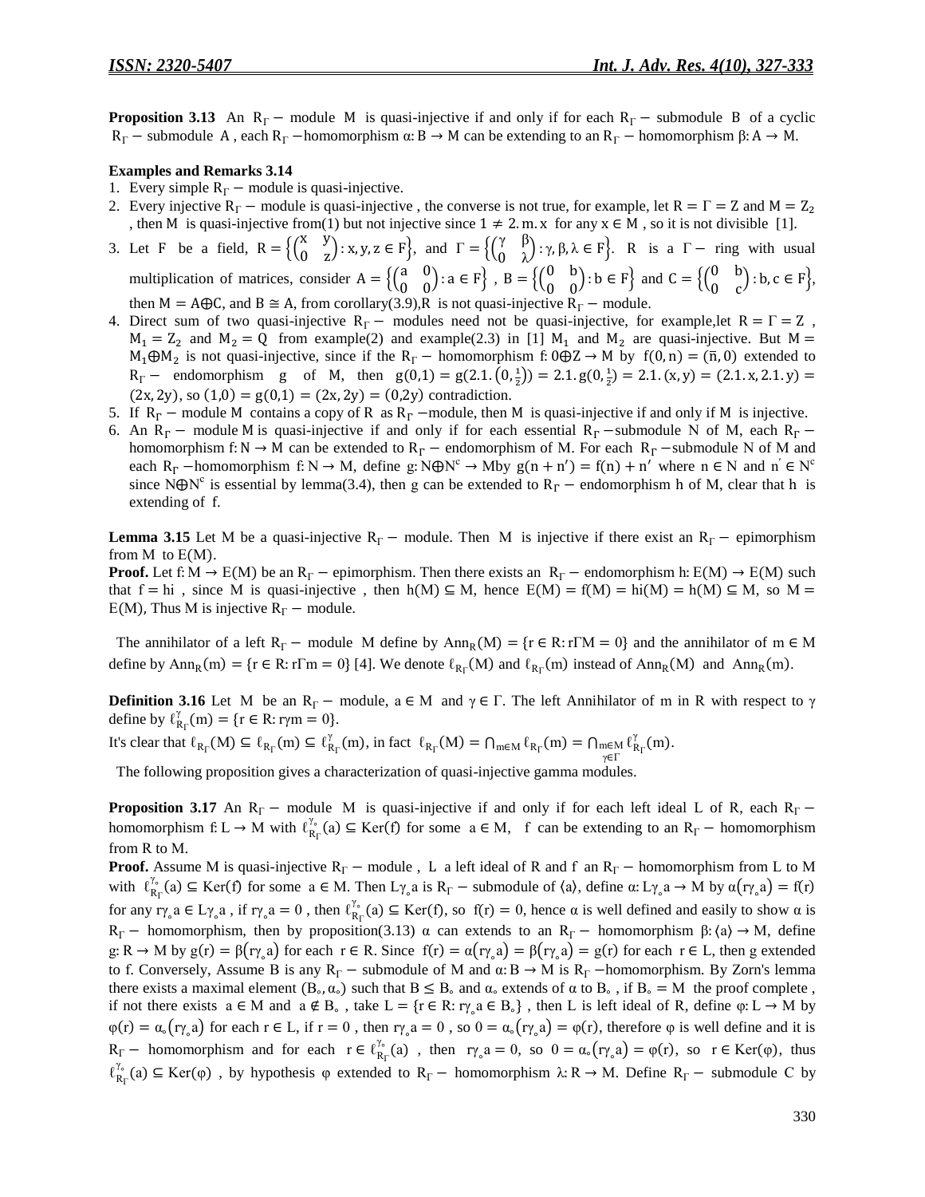**Proposition 3.13** An $R_\Gamma -$ module $M$ is quasi-injective if and only if for each $R_\Gamma -$ submodule $B$ of a cyclic $R_\Gamma -$ submodule $A$, each $R_\Gamma -$homomorphism $\alpha: B \to M$ can be extending to an $R_\Gamma -$ homomorphism $\beta: A \to M$.

**Examples and Remarks 3.14**

1. Every simple $R_\Gamma -$ module is quasi-injective.
2. Every injective $R_\Gamma -$ module is quasi-injective , the converse is not true, for example, let $R = \Gamma = Z$ and $M = Z_2$ , then $M$ is quasi-injective from(1) but not injective since $1 \neq 2.m.x$ for any $x \in M$ , so it is not divisible [1].
3. Let $F$ be a field, $R = \left\{\begin{pmatrix} x & y \\ 0 & z \end{pmatrix} : x, y, z \in F\right\}$, and $\Gamma = \left\{\begin{pmatrix} \gamma & \beta \\ 0 & \lambda \end{pmatrix} : \gamma, \beta, \lambda \in F\right\}$. $R$ is a $\Gamma -$ ring with usual multiplication of matrices, consider $A = \left\{\begin{pmatrix} a & 0 \\ 0 & 0 \end{pmatrix} : a \in F\right\}$ , $B = \left\{\begin{pmatrix} 0 & b \\ 0 & 0 \end{pmatrix} : b \in F\right\}$ and $C = \left\{\begin{pmatrix} 0 & b \\ 0 & c \end{pmatrix} : b, c \in F\right\}$, then $M = A \oplus C$, and $B \cong A$, from corollary(3.9),$R$ is not quasi-injective $R_\Gamma -$ module.
4. Direct sum of two quasi-injective $R_\Gamma -$ modules need not be quasi-injective, for example,let $R = \Gamma = Z$ , $M_1 = Z_2$ and $M_2 = Q$ from example(2) and example(2.3) in [1] $M_1$ and $M_2$ are quasi-injective. But $M = M_1 \oplus M_2$ is not quasi-injective, since if the $R_\Gamma -$ homomorphism $f: 0 \oplus Z \to M$ by $f(0, n) = (\bar{n}, 0)$ extended to $R_\Gamma -$ endomorphism $g$ of $M$, then $g(0,1) = g(2.1.\left(0, \tfrac{1}{2}\right)) = 2.1.g(0, \tfrac{1}{2}) = 2.1.(x, y) = (2.1.x, 2.1.y) = (2x, 2y)$, so $(1,0) = g(0,1) = (2x, 2y) = (0,2y)$ contradiction.
5. If $R_\Gamma -$ module $M$ contains a copy of $R$ as $R_\Gamma -$module, then $M$ is quasi-injective if and only if $M$ is injective.
6. An $R_\Gamma -$ module $M$ is quasi-injective if and only if for each essential $R_\Gamma -$submodule $N$ of $M$, each $R_\Gamma -$ homomorphism $f: N \to M$ can be extended to $R_\Gamma -$ endomorphism of $M$. For each $R_\Gamma -$submodule $N$ of $M$ and each $R_\Gamma -$homomorphism $f: N \to M$, define $g: N \oplus N^c \to M$by $g(n + n') = f(n) + n'$ where $n \in N$ and $n' \in N^c$ since $N \oplus N^c$ is essential by lemma(3.4), then $g$ can be extended to $R_\Gamma -$ endomorphism $h$ of $M$, clear that $h$ is extending of $f$.

**Lemma 3.15** Let $M$ be a quasi-injective $R_\Gamma -$ module. Then $M$ is injective if there exist an $R_\Gamma -$ epimorphism from $M$ to $E(M)$.

**Proof.** Let $f: M \to E(M)$ be an $R_\Gamma -$ epimorphism. Then there exists an $R_\Gamma -$ endomorphism $h: E(M) \to E(M)$ such that $f = hi$ , since $M$ is quasi-injective , then $h(M) \subseteq M$, hence $E(M) = f(M) = hi(M) = h(M) \subseteq M$, so $M = E(M)$, Thus $M$ is injective $R_\Gamma -$ module.

The annihilator of a left $R_\Gamma -$ module $M$ define by $Ann_R(M) = \{r \in R: r\Gamma M = 0\}$ and the annihilator of $m \in M$ define by $Ann_R(m) = \{r \in R: r\Gamma m = 0\}$ [4]. We denote $\ell_{R_\Gamma}(M)$ and $\ell_{R_\Gamma}(m)$ instead of $Ann_R(M)$ and $Ann_R(m)$.

**Definition 3.16** Let $M$ be an $R_\Gamma -$ module, $a \in M$ and $\gamma \in \Gamma$. The left Annihilator of m in R with respect to $\gamma$ define by $\ell^{\gamma}_{R_\Gamma}(m) = \{r \in R: r\gamma m = 0\}$.

It's clear that $\ell_{R_\Gamma}(M) \subseteq \ell_{R_\Gamma}(m) \subseteq \ell^{\gamma}_{R_\Gamma}(m)$, in fact $\ell_{R_\Gamma}(M) = \bigcap_{m \in M} \ell_{R_\Gamma}(m) = \bigcap_{\substack{m \in M \\ \gamma \in \Gamma}} \ell^{\gamma}_{R_\Gamma}(m)$.

The following proposition gives a characterization of quasi-injective gamma modules.

**Proposition 3.17** An $R_\Gamma -$ module $M$ is quasi-injective if and only if for each left ideal $L$ of $R$, each $R_\Gamma -$ homomorphism $f: L \to M$ with $\ell^{\gamma_\circ}_{R_\Gamma}(a) \subseteq Ker(f)$ for some $a \in M$, $f$ can be extending to an $R_\Gamma -$ homomorphism from $R$ to $M$.

**Proof.** Assume $M$ is quasi-injective $R_\Gamma -$ module , $L$ a left ideal of $R$ and $f$ an $R_\Gamma -$ homomorphism from $L$ to $M$ with $\ell^{\gamma_\circ}_{R_\Gamma}(a) \subseteq Ker(f)$ for some $a \in M$. Then $L\gamma_\circ a$ is $R_\Gamma -$ submodule of $\langle a \rangle$, define $\alpha: L\gamma_\circ a \to M$ by $\alpha(r\gamma_\circ a) = f(r)$ for any $r\gamma_\circ a \in L\gamma_\circ a$ , if $r\gamma_\circ a = 0$ , then $\ell^{\gamma_\circ}_{R_\Gamma}(a) \subseteq Ker(f)$, so $f(r) = 0$, hence $\alpha$ is well defined and easily to show $\alpha$ is $R_\Gamma -$ homomorphism, then by proposition(3.13) $\alpha$ can extends to an $R_\Gamma -$ homomorphism $\beta: \langle a \rangle \to M$, define $g: R \to M$ by $g(r) = \beta(r\gamma_\circ a)$ for each $r \in R$. Since $f(r) = \alpha(r\gamma_\circ a) = \beta(r\gamma_\circ a) = g(r)$ for each $r \in L$, then $g$ extended to $f$. Conversely, Assume $B$ is any $R_\Gamma -$ submodule of $M$ and $\alpha: B \to M$ is $R_\Gamma -$homomorphism. By Zorn's lemma there exists a maximal element $(B_\circ, \alpha_\circ)$ such that $B \leq B_\circ$ and $\alpha_\circ$ extends of $\alpha$ to $B_\circ$ , if $B_\circ = M$ the proof complete , if not there exists $a \in M$ and $a \notin B_\circ$ , take $L = \{r \in R: r\gamma_\circ a \in B_\circ\}$ , then $L$ is left ideal of $R$, define $\varphi: L \to M$ by $\varphi(r) = \alpha_\circ(r\gamma_\circ a)$ for each $r \in L$, if $r = 0$ , then $r\gamma_\circ a = 0$ , so $0 = \alpha_\circ(r\gamma_\circ a) = \varphi(r)$, therefore $\varphi$ is well define and it is $R_\Gamma -$ homomorphism and for each $r \in \ell^{\gamma_\circ}_{R_\Gamma}(a)$ , then $r\gamma_\circ a = 0$, so $0 = \alpha_\circ(r\gamma_\circ a) = \varphi(r)$, so $r \in Ker(\varphi)$, thus $\ell^{\gamma_\circ}_{R_\Gamma}(a) \subseteq Ker(\varphi)$ , by hypothesis $\varphi$ extended to $R_\Gamma -$ homomorphism $\lambda: R \to M$. Define $R_\Gamma -$ submodule $C$ by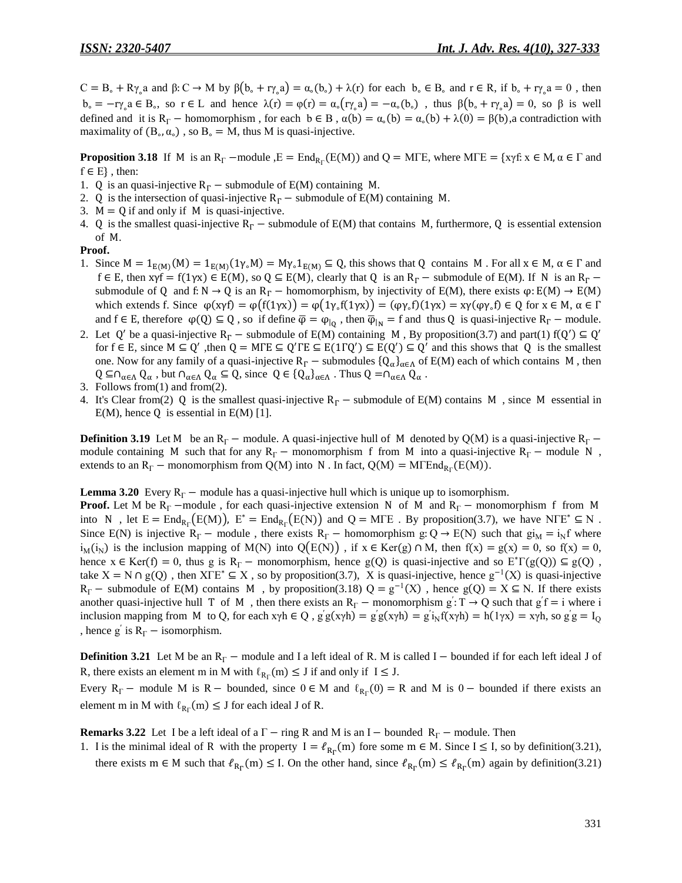$C = B_\circ + R\gamma_\circ a$ and $\beta: C \to M$ by $\beta(b_\circ + r\gamma_\circ a) = \alpha_\circ(b_\circ) + \lambda(r)$ for each $b_\circ \in B_\circ$ and $r \in R$, if $b_\circ + r\gamma_\circ a = 0$ , then $b_\circ = -r\gamma_\circ a \in B_\circ$, so $r \in L$ and hence $\lambda(r) = \varphi(r) = \alpha_\circ(r\gamma_\circ a) = -\alpha_\circ(b_\circ)$ , thus $\beta(b_\circ + r\gamma_\circ a) = 0$, so $\beta$ is well defined and it is $R_\Gamma -$ homomorphism , for each $b \in B$ , $\alpha(b) = \alpha_\circ(b) = \alpha_\circ(b) + \lambda(0) = \beta(b)$,a contradiction with maximality of $(B_\circ, \alpha_\circ)$ , so $B_\circ = M$, thus M is quasi-injective.

**Proposition 3.18** If M is an $R_\Gamma -$module ,$E = End_{R_\Gamma}(E(M))$ and $Q = M\Gamma E$, where $M\Gamma E = \{x\gamma f: x \in M, \alpha \in \Gamma$ and $f \in E\}$ , then:

1. Q is an quasi-injective $R_\Gamma -$ submodule of E(M) containing M.
2. Q is the intersection of quasi-injective $R_\Gamma -$ submodule of E(M) containing M.
3. $M = Q$ if and only if M is quasi-injective.
4. Q is the smallest quasi-injective $R_\Gamma -$ submodule of E(M) that contains M, furthermore, Q is essential extension of M.

**Proof.**

1. Since $M = 1_{E(M)}(M) = 1_{E(M)}(1\gamma_\circ M) = M\gamma_\circ 1_{E(M)} \subseteq Q$, this shows that Q contains M . For all $x \in M$, $\alpha \in \Gamma$ and $f \in E$, then $x\gamma f = f(1\gamma x) \in E(M)$, so $Q \subseteq E(M)$, clearly that Q is an $R_\Gamma -$ submodule of E(M). If N is an $R_\Gamma -$ submodule of Q and $f: N \to Q$ is an $R_\Gamma -$ homomorphism, by injectivity of E(M), there exists $\varphi: E(M) \to E(M)$ which extends f. Since $\varphi(x\gamma f) = \varphi(f(1\gamma x)) = \varphi(1\gamma_\circ f(1\gamma x)) = (\varphi\gamma_\circ f)(1\gamma x) = x\gamma(\varphi\gamma_\circ f) \in Q$ for $x \in M$, $\alpha \in \Gamma$ and $f \in E$, therefore $\varphi(Q) \subseteq Q$ , so if define $\overline{\varphi} = \varphi_{|_Q}$ , then $\overline{\varphi}_{|_N} = f$ and thus Q is quasi-injective $R_\Gamma -$ module.
2. Let $Q'$ be a quasi-injective $R_\Gamma -$ submodule of E(M) containing M , By proposition(3.7) and part(1) $f(Q') \subseteq Q'$ for $f \in E$, since $M \subseteq Q'$ ,then $Q = M\Gamma E \subseteq Q'\Gamma E \subseteq E(1\Gamma Q') \subseteq E(Q') \subseteq Q'$ and this shows that Q is the smallest one. Now for any family of a quasi-injective $R_\Gamma -$ submodules $\{Q_\alpha\}_{\alpha\in\Lambda}$ of E(M) each of which contains M , then $Q \subseteq \cap_{\alpha\in\Lambda} Q_\alpha$ , but $\cap_{\alpha\in\Lambda} Q_\alpha \subseteq Q$, since $Q \in \{Q_\alpha\}_{\alpha\in\Lambda}$ . Thus $Q = \cap_{\alpha\in\Lambda} Q_\alpha$ .
3. Follows from(1) and from(2).
4. It's Clear from(2) Q is the smallest quasi-injective $R_\Gamma -$ submodule of E(M) contains M , since M essential in E(M), hence Q is essential in E(M) [1].

**Definition 3.19** Let M be an $R_\Gamma -$ module. A quasi-injective hull of M denoted by Q(M) is a quasi-injective $R_\Gamma -$ module containing M such that for any $R_\Gamma -$ monomorphism f from M into a quasi-injective $R_\Gamma -$ module N , extends to an $R_\Gamma -$ monomorphism from Q(M) into N . In fact, $Q(M) = M\Gamma End_{R_\Gamma}(E(M))$.

**Lemma 3.20** Every $R_\Gamma -$ module has a quasi-injective hull which is unique up to isomorphism.

**Proof.** Let M be $R_\Gamma -$module , for each quasi-injective extension N of M and $R_\Gamma -$ monomorphism f from M into N , let $E = End_{R_\Gamma}(E(M))$, $E^* = End_{R_\Gamma}(E(N))$ and $Q = M\Gamma E$ . By proposition(3.7), we have $N\Gamma E^* \subseteq N$ . Since E(N) is injective $R_\Gamma -$ module , there exists $R_\Gamma -$ homomorphism $g: Q \to E(N)$ such that $gi_M = i_N f$ where $i_M(i_N)$ is the inclusion mapping of M(N) into $Q(E(N))$ , if $x \in Ker(g) \cap M$, then $f(x) = g(x) = 0$, so $f(x) = 0$, hence $x \in Ker(f) = 0$, thus g is $R_\Gamma -$ monomorphism, hence g(Q) is quasi-injective and so $E^*\Gamma(g(Q)) \subseteq g(Q)$ , take $X = N \cap g(Q)$ , then $X\Gamma E^* \subseteq X$ , so by proposition(3.7), X is quasi-injective, hence $g^{-1}(X)$ is quasi-injective $R_\Gamma -$ submodule of E(M) contains M , by proposition(3.18) $Q = g^{-1}(X)$ , hence $g(Q) = X \subseteq N$. If there exists another quasi-injective hull T of M , then there exists an $R_\Gamma -$ monomorphism $g': T \to Q$ such that $g'f = i$ where i inclusion mapping from M to Q, for each $x\gamma h \in Q$ , $g'g(x\gamma h) = g'g(x\gamma h) = g'i_N f(x\gamma h) = h(1\gamma x) = x\gamma h$, so $g'g = I_Q$ , hence $g'$ is $R_\Gamma -$ isomorphism.

**Definition 3.21** Let M be an $R_\Gamma -$ module and I a left ideal of R. M is called $I -$ bounded if for each left ideal J of R, there exists an element m in M with $\ell_{R_\Gamma}(m) \leq J$ if and only if $I \leq J$.

Every $R_\Gamma -$ module M is $R -$ bounded, since $0 \in M$ and $\ell_{R_\Gamma}(0) = R$ and M is $0 -$ bounded if there exists an element m in M with $\ell_{R_\Gamma}(m) \leq J$ for each ideal J of R.

**Remarks 3.22** Let I be a left ideal of a $\Gamma -$ ring R and M is an $I -$ bounded $R_\Gamma -$ module. Then

1. I is the minimal ideal of R with the property $I = \ell_{R_\Gamma}(m)$ fore some $m \in M$. Since $I \leq I$, so by definition(3.21), there exists $m \in M$ such that $\ell_{R_\Gamma}(m) \leq I$. On the other hand, since $\ell_{R_\Gamma}(m) \leq \ell_{R_\Gamma}(m)$ again by definition(3.21)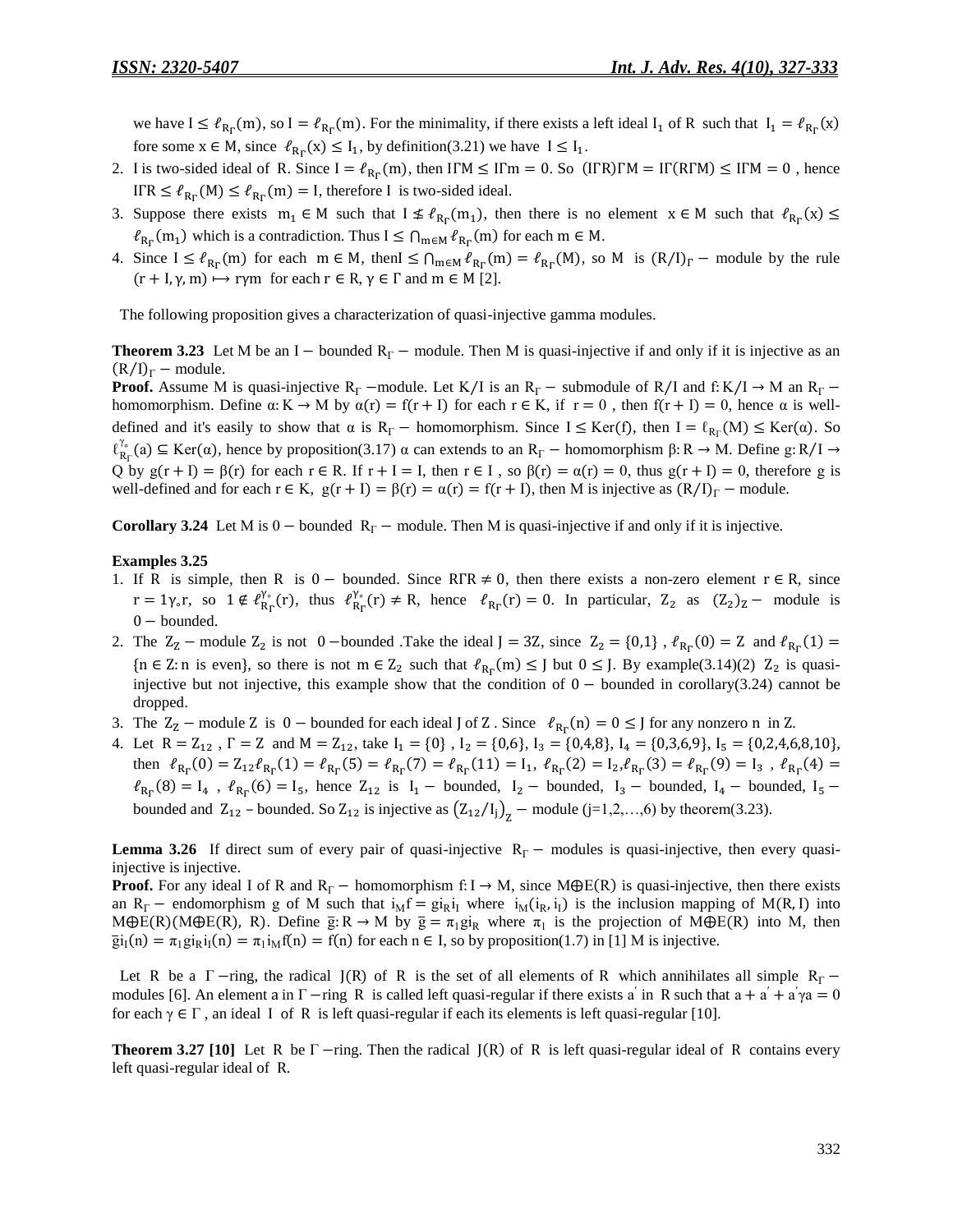we have $I \leq \ell_{R_\Gamma}(m)$, so $I = \ell_{R_\Gamma}(m)$. For the minimality, if there exists a left ideal $I_1$ of R such that $I_1 = \ell_{R_\Gamma}(x)$ fore some $x \in M$, since $\ell_{R_\Gamma}(x) \leq I_1$, by definition(3.21) we have $I \leq I_1$.

2. I is two-sided ideal of R. Since $I = \ell_{R_\Gamma}(m)$, then $I\Gamma M \leq I\Gamma m = 0$. So $(I\Gamma R)\Gamma M = I\Gamma(R\Gamma M) \leq I\Gamma M = 0$, hence $I\Gamma R \leq \ell_{R_\Gamma}(M) \leq \ell_{R_\Gamma}(m) = I$, therefore I is two-sided ideal.
3. Suppose there exists $m_1 \in M$ such that $I \nleq \ell_{R_\Gamma}(m_1)$, then there is no element $x \in M$ such that $\ell_{R_\Gamma}(x) \leq \ell_{R_\Gamma}(m_1)$ which is a contradiction. Thus $I \leq \bigcap_{m \in M} \ell_{R_\Gamma}(m)$ for each $m \in M$.
4. Since $I \leq \ell_{R_\Gamma}(m)$ for each $m \in M$, then$I \leq \bigcap_{m \in M} \ell_{R_\Gamma}(m) = \ell_{R_\Gamma}(M)$, so M is $(R/I)_\Gamma -$ module by the rule $(r + I, \gamma, m) \mapsto r\gamma m$ for each $r \in R$, $\gamma \in \Gamma$ and $m \in M$ [2].

The following proposition gives a characterization of quasi-injective gamma modules.

**Theorem 3.23** Let M be an $I -$ bounded $R_\Gamma -$ module. Then M is quasi-injective if and only if it is injective as an $(R/I)_\Gamma -$ module.

**Proof.** Assume M is quasi-injective $R_\Gamma -$module. Let $K/I$ is an $R_\Gamma -$ submodule of $R/I$ and $f: K/I \to M$ an $R_\Gamma -$ homomorphism. Define $\alpha: K \to M$ by $\alpha(r) = f(r + I)$ for each $r \in K$, if $r = 0$, then $f(r + I) = 0$, hence $\alpha$ is well-defined and it's easily to show that $\alpha$ is $R_\Gamma -$ homomorphism. Since $I \leq \text{Ker}(f)$, then $I = \ell_{R_\Gamma}(M) \leq \text{Ker}(\alpha)$. So $\ell^{\gamma_\circ}_{R_\Gamma}(a) \subseteq \text{Ker}(\alpha)$, hence by proposition(3.17) $\alpha$ can extends to an $R_\Gamma -$ homomorphism $\beta: R \to M$. Define $g: R/I \to Q$ by $g(r + I) = \beta(r)$ for each $r \in R$. If $r + I = I$, then $r \in I$, so $\beta(r) = \alpha(r) = 0$, thus $g(r + I) = 0$, therefore g is well-defined and for each $r \in K$, $g(r + I) = \beta(r) = \alpha(r) = f(r + I)$, then M is injective as $(R/I)_\Gamma -$ module.

**Corollary 3.24** Let M is $0 -$ bounded $R_\Gamma -$ module. Then M is quasi-injective if and only if it is injective.

**Examples 3.25**

1. If R is simple, then R is $0 -$ bounded. Since $R\Gamma R \neq 0$, then there exists a non-zero element $r \in R$, since $r = 1\gamma_\circ r$, so $1 \notin \ell^{\gamma_\circ}_{R_\Gamma}(r)$, thus $\ell^{\gamma_\circ}_{R_\Gamma}(r) \neq R$, hence $\ell_{R_\Gamma}(r) = 0$. In particular, $Z_2$ as $(Z_2)_Z -$ module is $0 -$ bounded.
2. The $Z_Z -$ module $Z_2$ is not $0 -$bounded .Take the ideal $J = 3Z$, since $Z_2 = \{0,1\}$ , $\ell_{R_\Gamma}(0) = Z$ and $\ell_{R_\Gamma}(1) = \{n \in Z: n \text{ is even}\}$, so there is not $m \in Z_2$ such that $\ell_{R_\Gamma}(m) \leq J$ but $0 \leq J$. By example(3.14)(2) $Z_2$ is quasi-injective but not injective, this example show that the condition of $0 -$ bounded in corollary(3.24) cannot be dropped.
3. The $Z_Z -$ module Z is $0 -$ bounded for each ideal J of Z . Since $\ell_{R_\Gamma}(n) = 0 \leq J$ for any nonzero n in Z.
4. Let $R = Z_{12}$ , $\Gamma = Z$ and $M = Z_{12}$, take $I_1 = \{0\}$ , $I_2 = \{0,6\}$, $I_3 = \{0,4,8\}$, $I_4 = \{0,3,6,9\}$, $I_5 = \{0,2,4,6,8,10\}$, then $\ell_{R_\Gamma}(0) = Z_{12}\ell_{R_\Gamma}(1) = \ell_{R_\Gamma}(5) = \ell_{R_\Gamma}(7) = \ell_{R_\Gamma}(11) = I_1$, $\ell_{R_\Gamma}(2) = I_2$,$\ell_{R_\Gamma}(3) = \ell_{R_\Gamma}(9) = I_3$ , $\ell_{R_\Gamma}(4) = \ell_{R_\Gamma}(8) = I_4$ , $\ell_{R_\Gamma}(6) = I_5$, hence $Z_{12}$ is $I_1 -$ bounded, $I_2 -$ bounded, $I_3 -$ bounded, $I_4 -$ bounded, $I_5 -$ bounded and $Z_{12}$ – bounded. So $Z_{12}$ is injective as $(Z_{12}/I_j)_Z -$ module (j=1,2,…,6) by theorem(3.23).

**Lemma 3.26** If direct sum of every pair of quasi-injective $R_\Gamma -$ modules is quasi-injective, then every quasi-injective is injective.

**Proof.** For any ideal I of R and $R_\Gamma -$ homomorphism $f: I \to M$, since $M \oplus E(R)$ is quasi-injective, then there exists an $R_\Gamma -$ endomorphism g of M such that $i_M f = g i_R i_I$ where $i_M(i_R, i_I)$ is the inclusion mapping of $M(R, I)$ into $M \oplus E(R)(M \oplus E(R), R)$. Define $\bar{g}: R \to M$ by $\bar{g} = \pi_1 g i_R$ where $\pi_1$ is the projection of $M \oplus E(R)$ into M, then $\bar{g} i_I(n) = \pi_1 g i_R i_I(n) = \pi_1 i_M f(n) = f(n)$ for each $n \in I$, so by proposition(1.7) in [1] M is injective.

Let R be a $\Gamma -$ring, the radical $J(R)$ of R is the set of all elements of R which annihilates all simple $R_\Gamma -$ modules [6]. An element a in $\Gamma -$ring R is called left quasi-regular if there exists $a'$ in R such that $a + a' + a'\gamma a = 0$ for each $\gamma \in \Gamma$ , an ideal I of R is left quasi-regular if each its elements is left quasi-regular [10].

**Theorem 3.27 [10]** Let R be $\Gamma -$ring. Then the radical $J(R)$ of R is left quasi-regular ideal of R contains every left quasi-regular ideal of R.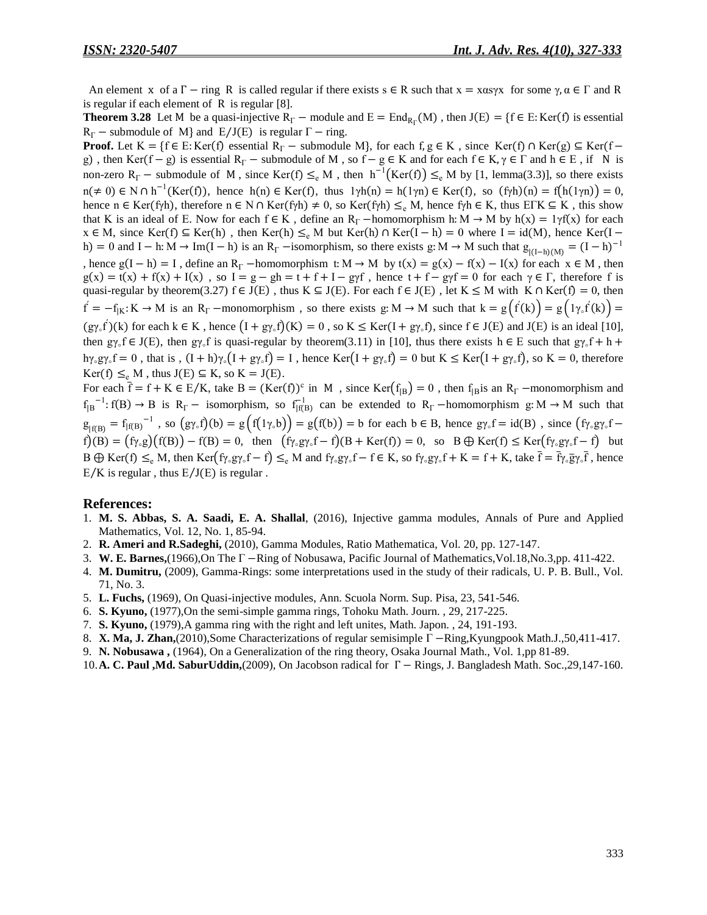An element $x$ of a $\Gamma -$ ring $R$ is called regular if there exists $s \in R$ such that $x = x\alpha s\gamma x$ for some $\gamma, \alpha \in \Gamma$ and R is regular if each element of $R$ is regular [8].

**Theorem 3.28** Let M be a quasi-injective $R_\Gamma -$ module and $E = \text{End}_{R_\Gamma}(M)$ , then $J(E) = \{f \in E: \text{Ker}(f) \text{ is essential } R_\Gamma - \text{submodule of } M\}$ and $E/J(E)$ is regular $\Gamma -$ ring.

**Proof.** Let $K = \{f \in E: \text{Ker}(f) \text{ essential } R_\Gamma - \text{submodule } M\}$, for each $f, g \in K$ , since $\text{Ker}(f) \cap \text{Ker}(g) \subseteq \text{Ker}(f - g)$ , then $\text{Ker}(f - g)$ is essential $R_\Gamma -$ submodule of M , so $f - g \in K$ and for each $f \in K, \gamma \in \Gamma$ and $h \in E$ , if N is non-zero $R_\Gamma -$ submodule of M , since $\text{Ker}(f) \leq_e M$ , then $h^{-1}(\text{Ker}(f)) \leq_e M$ by [1, lemma(3.3)], so there exists $n(\neq 0) \in N \cap h^{-1}(\text{Ker}(f))$, hence $h(n) \in \text{Ker}(f)$, thus $1\gamma h(n) = h(1\gamma n) \in \text{Ker}(f)$, so $(f\gamma h)(n) = f(h(1\gamma n)) = 0$, hence $n \in \text{Ker}(f\gamma h)$, therefore $n \in N \cap \text{Ker}(f\gamma h) \neq 0$, so $\text{Ker}(f\gamma h) \leq_e M$, hence $f\gamma h \in K$, thus $E\Gamma K \subseteq K$ , this show that K is an ideal of E. Now for each $f \in K$ , define an $R_\Gamma -$homomorphism $h: M \to M$ by $h(x) = 1\gamma f(x)$ for each $x \in M$, since $\text{Ker}(f) \subseteq \text{Ker}(h)$ , then $\text{Ker}(h) \leq_e M$ but $\text{Ker}(h) \cap \text{Ker}(I - h) = 0$ where $I = \text{id}(M)$, hence $\text{Ker}(I - h) = 0$ and $I - h: M \to \text{Im}(I - h)$ is an $R_\Gamma -$isomorphism, so there exists $g: M \to M$ such that $g_{|(I-h)(M)} = (I - h)^{-1}$ , hence $g(I - h) = I$ , define an $R_\Gamma -$homomorphism $t: M \to M$ by $t(x) = g(x) - f(x) - I(x)$ for each $x \in M$ , then $g(x) = t(x) + f(x) + I(x)$ , so $I = g - gh = t + f + I - g\gamma f$ , hence $t + f - g\gamma f = 0$ for each $\gamma \in \Gamma$, therefore f is quasi-regular by theorem(3.27) $f \in J(E)$ , thus $K \subseteq J(E)$. For each $f \in J(E)$ , let $K \leq M$ with $K \cap \text{Ker}(f) = 0$, then $f' = -f_{|K}: K \to M$ is an $R_\Gamma -$monomorphism , so there exists $g: M \to M$ such that $k = g(f'(k)) = g(1\gamma_\circ f'(k)) = (g\gamma_\circ f')(k)$ for each $k \in K$ , hence $(I + g\gamma_\circ f)(K) = 0$ , so $K \leq \text{Ker}(I + g\gamma_\circ f)$, since $f \in J(E)$ and $J(E)$ is an ideal [10], then $g\gamma_\circ f \in J(E)$, then $g\gamma_\circ f$ is quasi-regular by theorem(3.11) in [10], thus there exists $h \in E$ such that $g\gamma_\circ f + h + h\gamma_\circ g\gamma_\circ f = 0$ , that is , $(I + h)\gamma_\circ(I + g\gamma_\circ f) = I$ , hence $\text{Ker}(I + g\gamma_\circ f) = 0$ but $K \leq \text{Ker}(I + g\gamma_\circ f)$, so $K = 0$, therefore $\text{Ker}(f) \leq_e M$ , thus $J(E) \subseteq K$, so $K = J(E)$.

For each $\bar{f} = f + K \in E/K$, take $B = (\text{Ker}(f))^c$ in M , since $\text{Ker}(f_{|B}) = 0$ , then $f_{|B}$ is an $R_\Gamma -$monomorphism and $f_{|B}{}^{-1}: f(B) \to B$ is $R_\Gamma -$ isomorphism, so $f_{|f(B)}^{-1}$ can be extended to $R_\Gamma -$homomorphism $g: M \to M$ such that $g_{|f(B)} = f_{|f(B)}{}^{-1}$ , so $(g\gamma_\circ f)(b) = g(f(1\gamma_\circ b)) = g(f(b)) = b$ for each $b \in B$, hence $g\gamma_\circ f = \text{id}(B)$ , since $(f\gamma_\circ g\gamma_\circ f - f)(B) = (f\gamma_\circ g)(f(B)) - f(B) = 0$, then $(f\gamma_\circ g\gamma_\circ f - f)(B + \text{Ker}(f)) = 0$, so $B \oplus \text{Ker}(f) \leq \text{Ker}(f\gamma_\circ g\gamma_\circ f - f)$ but $B \oplus \text{Ker}(f) \leq_e M$, then $\text{Ker}(f\gamma_\circ g\gamma_\circ f - f) \leq_e M$ and $f\gamma_\circ g\gamma_\circ f - f \in K$, so $f\gamma_\circ g\gamma_\circ f + K = f + K$, take $\bar{f} = \bar{f}\gamma_\circ \bar{g}\gamma_\circ \bar{f}$ , hence $E/K$ is regular , thus $E/J(E)$ is regular .

## References:

1. **M. S. Abbas, S. A. Saadi, E. A. Shallal**, (2016), Injective gamma modules, Annals of Pure and Applied Mathematics, Vol. 12, No. 1, 85-94.
2. **R. Ameri and R.Sadeghi,** (2010), Gamma Modules, Ratio Mathematica, Vol. 20, pp. 127-147.
3. **W. E. Barnes,**(1966),On The $\Gamma -$Ring of Nobusawa, Pacific Journal of Mathematics,Vol.18,No.3,pp. 411-422.
4. **M. Dumitru,** (2009), Gamma-Rings: some interpretations used in the study of their radicals, U. P. B. Bull., Vol. 71, No. 3.
5. **L. Fuchs,** (1969), On Quasi-injective modules, Ann. Scuola Norm. Sup. Pisa, 23, 541-546.
6. **S. Kyuno,** (1977),On the semi-simple gamma rings, Tohoku Math. Journ. , 29, 217-225.
7. **S. Kyuno,** (1979),A gamma ring with the right and left unites, Math. Japon. , 24, 191-193.
8. **X. Ma, J. Zhan,**(2010),Some Characterizations of regular semisimple $\Gamma -$Ring,Kyungpook Math.J.,50,411-417.
9. **N. Nobusawa ,** (1964), On a Generalization of the ring theory, Osaka Journal Math., Vol. 1,pp 81-89.
10. **A. C. Paul ,Md. SaburUddin,**(2009), On Jacobson radical for $\Gamma -$ Rings, J. Bangladesh Math. Soc.,29,147-160.